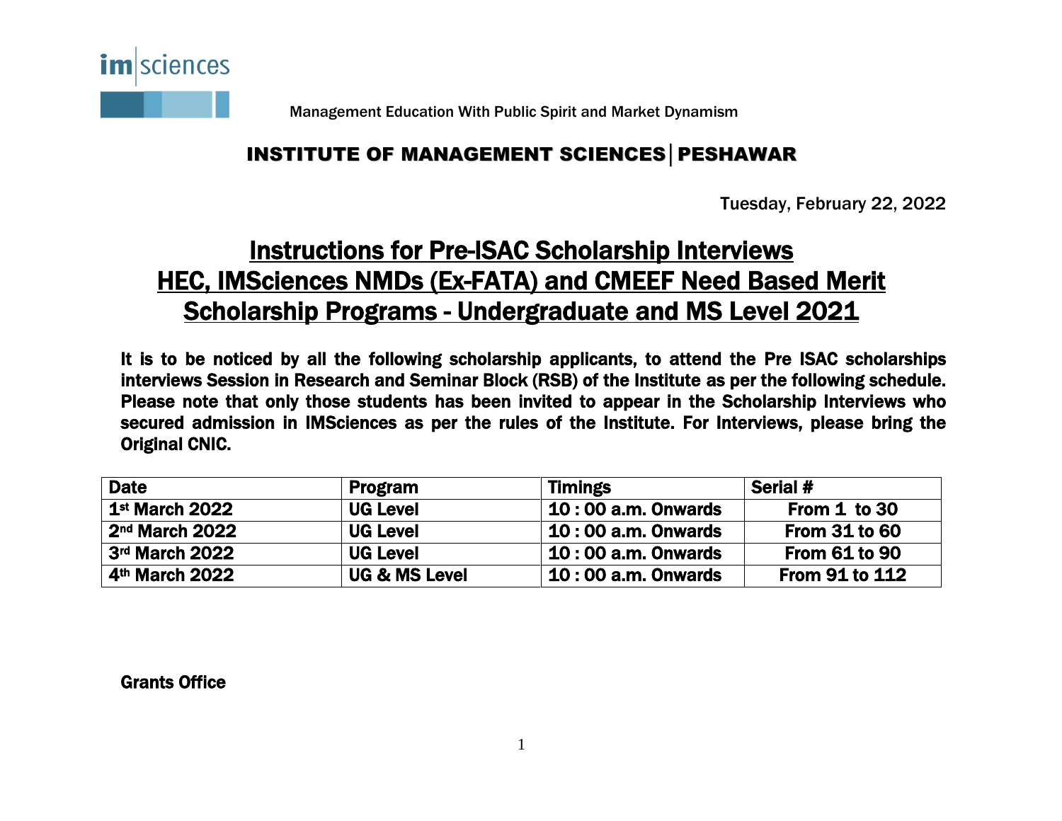im|sciences

Management Education With Public Spirit and Market Dynamism

## INSTITUTE OF MANAGEMENT SCIENCES | PESHAWAR

Tuesday, February 22, 2022

# Instructions for Pre-ISAC Scholarship Interviews HEC, IMSciences NMDs (Ex-FATA) and CMEEF Need Based Merit Scholarship Programs - Undergraduate and MS Level 2021

**It is to be noticed by all the following scholarship applicants, to attend the Pre ISAC scholarships interviews Session in Research and Seminar Block (RSB) of the Institute as per the following schedule. Please note that only those students has been invited to appear in the Scholarship Interviews who secured admission in IMSciences as per the rules of the Institute. For Interviews, please bring the Original CNIC.**

| Date | Program | Timings | Serial # |
|---|---|---|---|
| 1st March 2022 | UG Level | 10 : 00 a.m. Onwards | From 1 to 30 |
| 2nd March 2022 | UG Level | 10 : 00 a.m. Onwards | From 31 to 60 |
| 3rd March 2022 | UG Level | 10 : 00 a.m. Onwards | From 61 to 90 |
| 4th March 2022 | UG & MS Level | 10 : 00 a.m. Onwards | From 91 to 112 |

**Grants Office**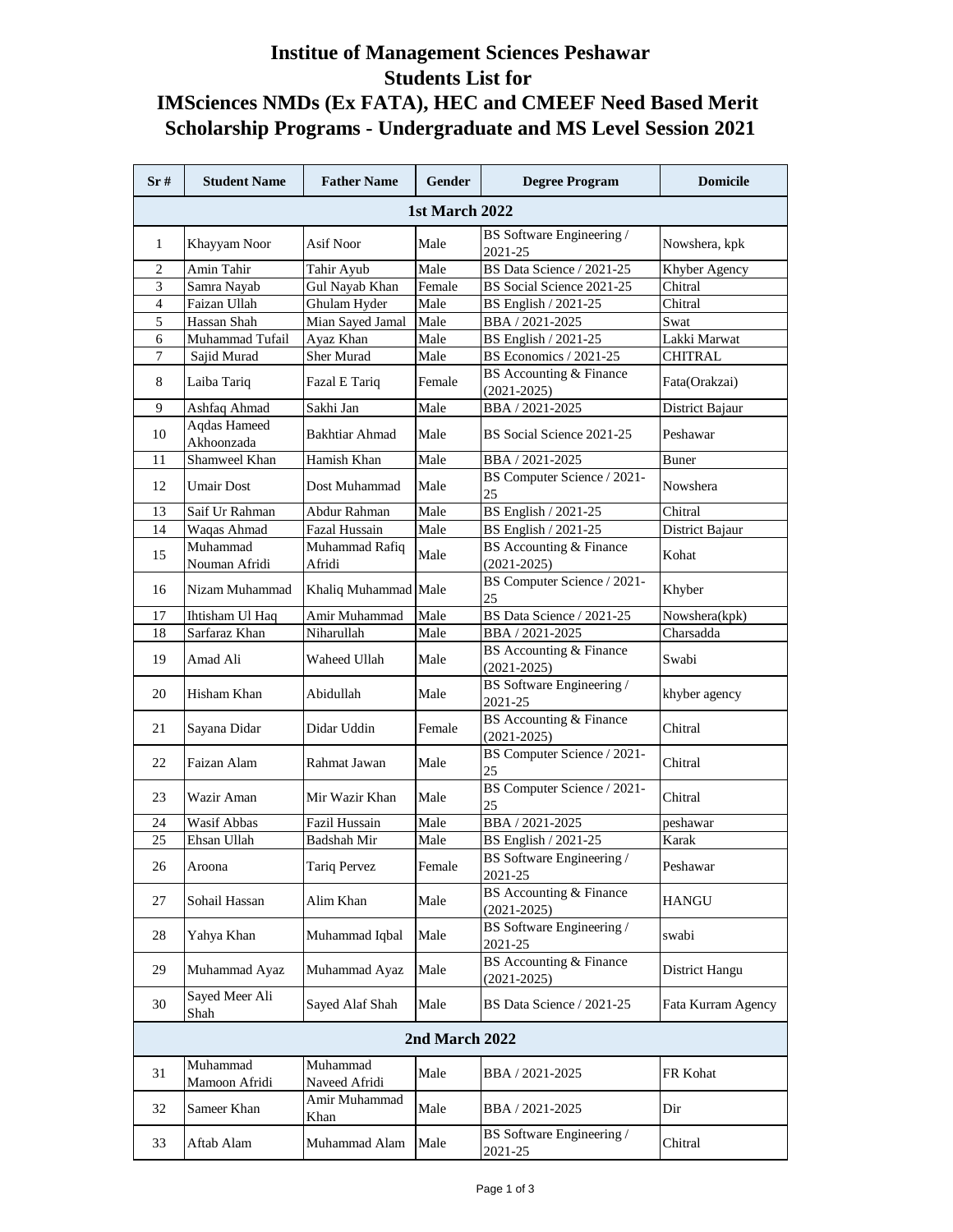# Institue of Management Sciences Peshawar
# Students List for
# IMSciences NMDs (Ex FATA), HEC and CMEEF Need Based Merit Scholarship Programs - Undergraduate and MS Level Session 2021

| Sr # | Student Name | Father Name | Gender | Degree Program | Domicile |
|---|---|---|---|---|---|
| **1st March 2022** | | | | | |
| 1 | Khayyam Noor | Asif Noor | Male | BS Software Engineering / 2021-25 | Nowshera, kpk |
| 2 | Amin Tahir | Tahir Ayub | Male | BS Data Science / 2021-25 | Khyber Agency |
| 3 | Samra Nayab | Gul Nayab Khan | Female | BS Social Science 2021-25 | Chitral |
| 4 | Faizan Ullah | Ghulam Hyder | Male | BS English / 2021-25 | Chitral |
| 5 | Hassan Shah | Mian Sayed Jamal | Male | BBA / 2021-2025 | Swat |
| 6 | Muhammad Tufail | Ayaz Khan | Male | BS English / 2021-25 | Lakki Marwat |
| 7 | Sajid Murad | Sher Murad | Male | BS Economics / 2021-25 | CHITRAL |
| 8 | Laiba Tariq | Fazal E Tariq | Female | BS Accounting & Finance (2021-2025) | Fata(Orakzai) |
| 9 | Ashfaq Ahmad | Sakhi Jan | Male | BBA / 2021-2025 | District Bajaur |
| 10 | Aqdas Hameed Akhoonzada | Bakhtiar Ahmad | Male | BS Social Science 2021-25 | Peshawar |
| 11 | Shamweel Khan | Hamish Khan | Male | BBA / 2021-2025 | Buner |
| 12 | Umair Dost | Dost Muhammad | Male | BS Computer Science / 2021-25 | Nowshera |
| 13 | Saif Ur Rahman | Abdur Rahman | Male | BS English / 2021-25 | Chitral |
| 14 | Waqas Ahmad | Fazal Hussain | Male | BS English / 2021-25 | District Bajaur |
| 15 | Muhammad Nouman Afridi | Muhammad Rafiq Afridi | Male | BS Accounting & Finance (2021-2025) | Kohat |
| 16 | Nizam Muhammad | Khaliq Muhammad | Male | BS Computer Science / 2021-25 | Khyber |
| 17 | Ihtisham Ul Haq | Amir Muhammad | Male | BS Data Science / 2021-25 | Nowshera(kpk) |
| 18 | Sarfaraz Khan | Niharullah | Male | BBA / 2021-2025 | Charsadda |
| 19 | Amad Ali | Waheed Ullah | Male | BS Accounting & Finance (2021-2025) | Swabi |
| 20 | Hisham Khan | Abidullah | Male | BS Software Engineering / 2021-25 | khyber agency |
| 21 | Sayana Didar | Didar Uddin | Female | BS Accounting & Finance (2021-2025) | Chitral |
| 22 | Faizan Alam | Rahmat Jawan | Male | BS Computer Science / 2021-25 | Chitral |
| 23 | Wazir Aman | Mir Wazir Khan | Male | BS Computer Science / 2021-25 | Chitral |
| 24 | Wasif Abbas | Fazil Hussain | Male | BBA / 2021-2025 | peshawar |
| 25 | Ehsan Ullah | Badshah Mir | Male | BS English / 2021-25 | Karak |
| 26 | Aroona | Tariq Pervez | Female | BS Software Engineering / 2021-25 | Peshawar |
| 27 | Sohail Hassan | Alim Khan | Male | BS Accounting & Finance (2021-2025) | HANGU |
| 28 | Yahya Khan | Muhammad Iqbal | Male | BS Software Engineering / 2021-25 | swabi |
| 29 | Muhammad Ayaz | Muhammad Ayaz | Male | BS Accounting & Finance (2021-2025) | District Hangu |
| 30 | Sayed Meer Ali Shah | Sayed Alaf Shah | Male | BS Data Science / 2021-25 | Fata Kurram Agency |
| **2nd March 2022** | | | | | |
| 31 | Muhammad Mamoon Afridi | Muhammad Naveed Afridi | Male | BBA / 2021-2025 | FR Kohat |
| 32 | Sameer Khan | Amir Muhammad Khan | Male | BBA / 2021-2025 | Dir |
| 33 | Aftab Alam | Muhammad Alam | Male | BS Software Engineering / 2021-25 | Chitral |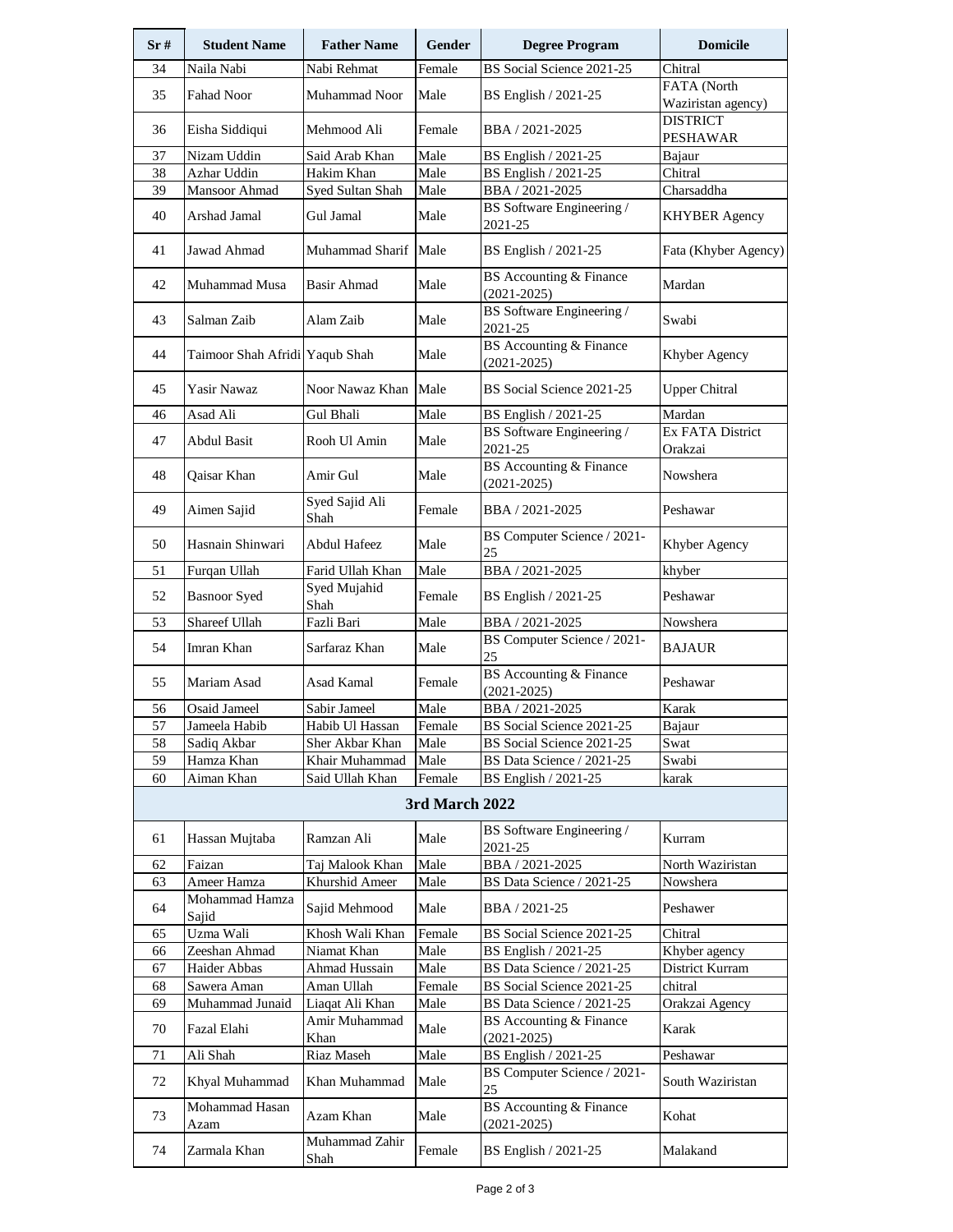| Sr # | Student Name | Father Name | Gender | Degree Program | Domicile |
|---|---|---|---|---|---|
| 34 | Naila Nabi | Nabi Rehmat | Female | BS Social Science 2021-25 | Chitral |
| 35 | Fahad Noor | Muhammad Noor | Male | BS English / 2021-25 | FATA (North Waziristan agency) |
| 36 | Eisha Siddiqui | Mehmood Ali | Female | BBA / 2021-2025 | DISTRICT PESHAWAR |
| 37 | Nizam Uddin | Said Arab Khan | Male | BS English / 2021-25 | Bajaur |
| 38 | Azhar Uddin | Hakim Khan | Male | BS English / 2021-25 | Chitral |
| 39 | Mansoor Ahmad | Syed Sultan Shah | Male | BBA / 2021-2025 | Charsaddha |
| 40 | Arshad Jamal | Gul Jamal | Male | BS Software Engineering / 2021-25 | KHYBER Agency |
| 41 | Jawad Ahmad | Muhammad Sharif | Male | BS English / 2021-25 | Fata (Khyber Agency) |
| 42 | Muhammad Musa | Basir Ahmad | Male | BS Accounting & Finance (2021-2025) | Mardan |
| 43 | Salman Zaib | Alam Zaib | Male | BS Software Engineering / 2021-25 | Swabi |
| 44 | Taimoor Shah Afridi | Yaqub Shah | Male | BS Accounting & Finance (2021-2025) | Khyber Agency |
| 45 | Yasir Nawaz | Noor Nawaz Khan | Male | BS Social Science 2021-25 | Upper Chitral |
| 46 | Asad Ali | Gul Bhali | Male | BS English / 2021-25 | Mardan |
| 47 | Abdul Basit | Rooh Ul Amin | Male | BS Software Engineering / 2021-25 | Ex FATA District Orakzai |
| 48 | Qaisar Khan | Amir Gul | Male | BS Accounting & Finance (2021-2025) | Nowshera |
| 49 | Aimen Sajid | Syed Sajid Ali Shah | Female | BBA / 2021-2025 | Peshawar |
| 50 | Hasnain Shinwari | Abdul Hafeez | Male | BS Computer Science / 2021-25 | Khyber Agency |
| 51 | Furqan Ullah | Farid Ullah Khan | Male | BBA / 2021-2025 | khyber |
| 52 | Basnoor Syed | Syed Mujahid Shah | Female | BS English / 2021-25 | Peshawar |
| 53 | Shareef Ullah | Fazli Bari | Male | BBA / 2021-2025 | Nowshera |
| 54 | Imran Khan | Sarfaraz Khan | Male | BS Computer Science / 2021-25 | BAJAUR |
| 55 | Mariam Asad | Asad Kamal | Female | BS Accounting & Finance (2021-2025) | Peshawar |
| 56 | Osaid Jameel | Sabir Jameel | Male | BBA / 2021-2025 | Karak |
| 57 | Jameela Habib | Habib Ul Hassan | Female | BS Social Science 2021-25 | Bajaur |
| 58 | Sadiq Akbar | Sher Akbar Khan | Male | BS Social Science 2021-25 | Swat |
| 59 | Hamza Khan | Khair Muhammad | Male | BS Data Science / 2021-25 | Swabi |
| 60 | Aiman Khan | Said Ullah Khan | Female | BS English / 2021-25 | karak |
| **3rd March 2022** | | | | | |
| 61 | Hassan Mujtaba | Ramzan Ali | Male | BS Software Engineering / 2021-25 | Kurram |
| 62 | Faizan | Taj Malook Khan | Male | BBA / 2021-2025 | North Waziristan |
| 63 | Ameer Hamza | Khurshid Ameer | Male | BS Data Science / 2021-25 | Nowshera |
| 64 | Mohammad Hamza Sajid | Sajid Mehmood | Male | BBA / 2021-25 | Peshawer |
| 65 | Uzma Wali | Khosh Wali Khan | Female | BS Social Science 2021-25 | Chitral |
| 66 | Zeeshan Ahmad | Niamat Khan | Male | BS English / 2021-25 | Khyber agency |
| 67 | Haider Abbas | Ahmad Hussain | Male | BS Data Science / 2021-25 | District Kurram |
| 68 | Sawera Aman | Aman Ullah | Female | BS Social Science 2021-25 | chitral |
| 69 | Muhammad Junaid | Liaqat Ali Khan | Male | BS Data Science / 2021-25 | Orakzai Agency |
| 70 | Fazal Elahi | Amir Muhammad Khan | Male | BS Accounting & Finance (2021-2025) | Karak |
| 71 | Ali Shah | Riaz Maseh | Male | BS English / 2021-25 | Peshawar |
| 72 | Khyal Muhammad | Khan Muhammad | Male | BS Computer Science / 2021-25 | South Waziristan |
| 73 | Mohammad Hasan Azam | Azam Khan | Male | BS Accounting & Finance (2021-2025) | Kohat |
| 74 | Zarmala Khan | Muhammad Zahir Shah | Female | BS English / 2021-25 | Malakand |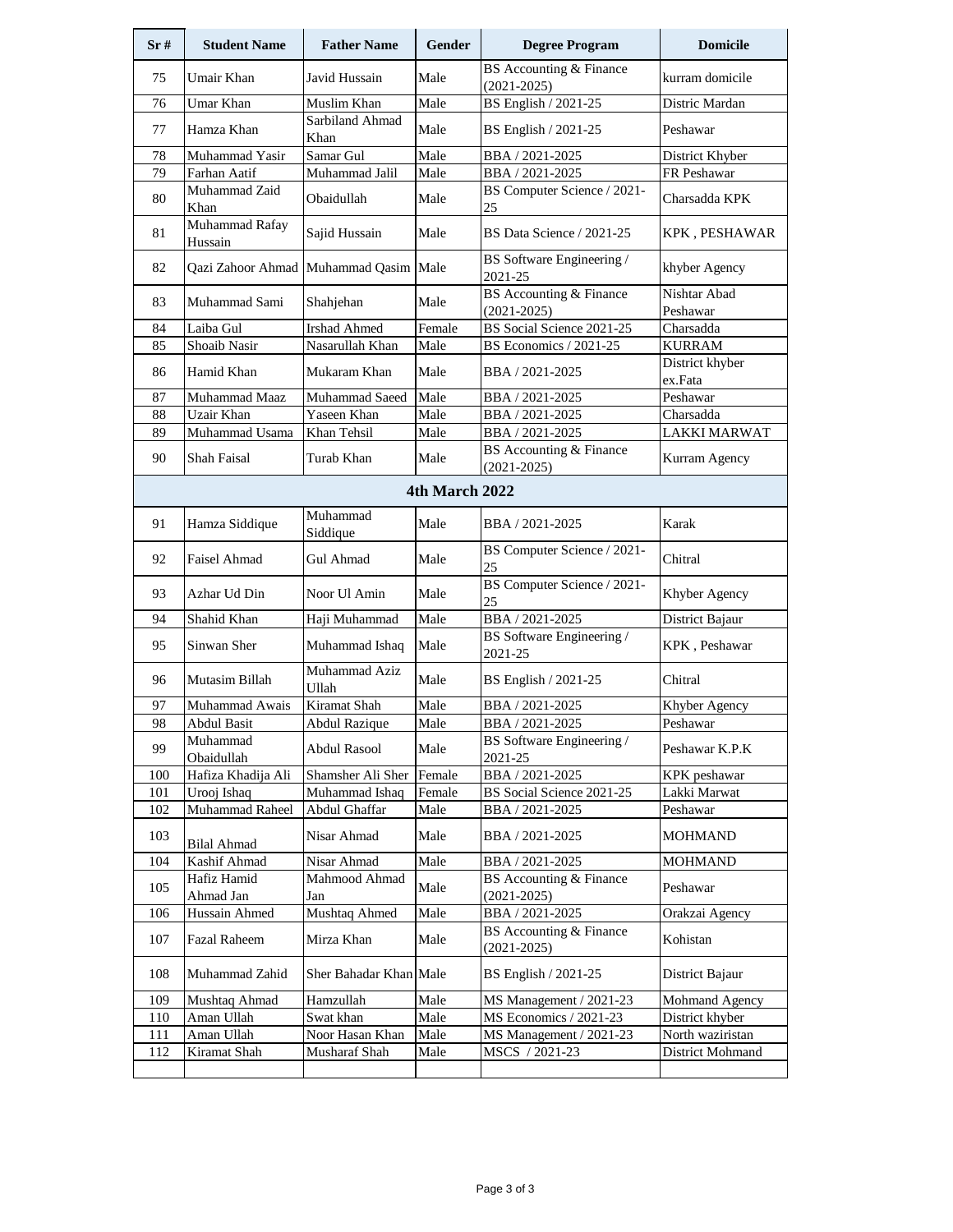| Sr # | Student Name | Father Name | Gender | Degree Program | Domicile |
|---|---|---|---|---|---|
| 75 | Umair Khan | Javid Hussain | Male | BS Accounting & Finance (2021-2025) | kurram domicile |
| 76 | Umar Khan | Muslim Khan | Male | BS English / 2021-25 | Distric Mardan |
| 77 | Hamza Khan | Sarbiland Ahmad Khan | Male | BS English / 2021-25 | Peshawar |
| 78 | Muhammad Yasir | Samar Gul | Male | BBA / 2021-2025 | District Khyber |
| 79 | Farhan Aatif | Muhammad Jalil | Male | BBA / 2021-2025 | FR Peshawar |
| 80 | Muhammad Zaid Khan | Obaidullah | Male | BS Computer Science / 2021-25 | Charsadda KPK |
| 81 | Muhammad Rafay Hussain | Sajid Hussain | Male | BS Data Science / 2021-25 | KPK , PESHAWAR |
| 82 | Qazi Zahoor Ahmad | Muhammad Qasim | Male | BS Software Engineering / 2021-25 | khyber Agency |
| 83 | Muhammad Sami | Shahjehan | Male | BS Accounting & Finance (2021-2025) | Nishtar Abad Peshawar |
| 84 | Laiba Gul | Irshad Ahmed | Female | BS Social Science 2021-25 | Charsadda |
| 85 | Shoaib Nasir | Nasarullah Khan | Male | BS Economics / 2021-25 | KURRAM |
| 86 | Hamid Khan | Mukaram Khan | Male | BBA / 2021-2025 | District khyber ex.Fata |
| 87 | Muhammad Maaz | Muhammad Saeed | Male | BBA / 2021-2025 | Peshawar |
| 88 | Uzair Khan | Yaseen Khan | Male | BBA / 2021-2025 | Charsadda |
| 89 | Muhammad Usama | Khan Tehsil | Male | BBA / 2021-2025 | LAKKI MARWAT |
| 90 | Shah Faisal | Turab Khan | Male | BS Accounting & Finance (2021-2025) | Kurram Agency |
| **4th March 2022** | | | | | |
| 91 | Hamza Siddique | Muhammad Siddique | Male | BBA / 2021-2025 | Karak |
| 92 | Faisel Ahmad | Gul Ahmad | Male | BS Computer Science / 2021-25 | Chitral |
| 93 | Azhar Ud Din | Noor Ul Amin | Male | BS Computer Science / 2021-25 | Khyber Agency |
| 94 | Shahid Khan | Haji Muhammad | Male | BBA / 2021-2025 | District Bajaur |
| 95 | Sinwan Sher | Muhammad Ishaq | Male | BS Software Engineering / 2021-25 | KPK , Peshawar |
| 96 | Mutasim Billah | Muhammad Aziz Ullah | Male | BS English / 2021-25 | Chitral |
| 97 | Muhammad Awais | Kiramat Shah | Male | BBA / 2021-2025 | Khyber Agency |
| 98 | Abdul Basit | Abdul Razique | Male | BBA / 2021-2025 | Peshawar |
| 99 | Muhammad Obaidullah | Abdul Rasool | Male | BS Software Engineering / 2021-25 | Peshawar K.P.K |
| 100 | Hafiza Khadija Ali | Shamsher Ali Sher | Female | BBA / 2021-2025 | KPK peshawar |
| 101 | Urooj Ishaq | Muhammad Ishaq | Female | BS Social Science 2021-25 | Lakki Marwat |
| 102 | Muhammad Raheel | Abdul Ghaffar | Male | BBA / 2021-2025 | Peshawar |
| 103 | Bilal Ahmad | Nisar Ahmad | Male | BBA / 2021-2025 | MOHMAND |
| 104 | Kashif Ahmad | Nisar Ahmad | Male | BBA / 2021-2025 | MOHMAND |
| 105 | Hafiz Hamid Ahmad Jan | Mahmood Ahmad Jan | Male | BS Accounting & Finance (2021-2025) | Peshawar |
| 106 | Hussain Ahmed | Mushtaq Ahmed | Male | BBA / 2021-2025 | Orakzai Agency |
| 107 | Fazal Raheem | Mirza Khan | Male | BS Accounting & Finance (2021-2025) | Kohistan |
| 108 | Muhammad Zahid | Sher Bahadar Khan | Male | BS English / 2021-25 | District Bajaur |
| 109 | Mushtaq Ahmad | Hamzullah | Male | MS Management / 2021-23 | Mohmand Agency |
| 110 | Aman Ullah | Swat khan | Male | MS Economics / 2021-23 | District khyber |
| 111 | Aman Ullah | Noor Hasan Khan | Male | MS Management / 2021-23 | North waziristan |
| 112 | Kiramat Shah | Musharaf Shah | Male | MSCS / 2021-23 | District Mohmand |
| | | | | | |